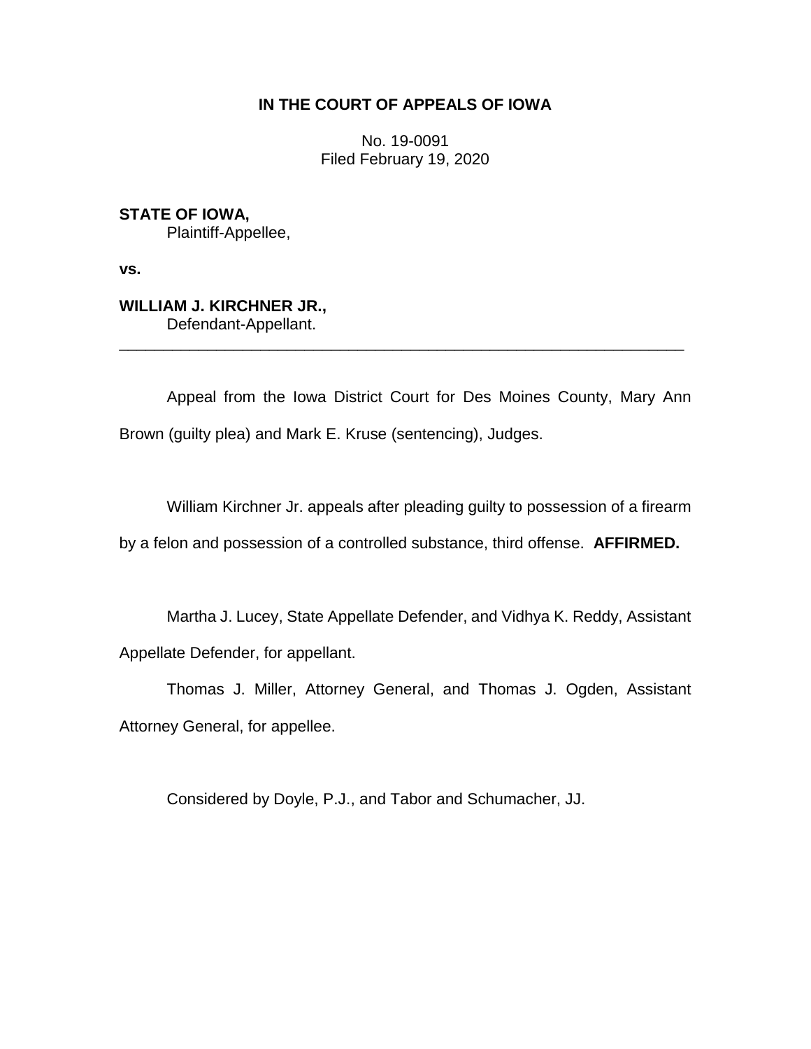**IN THE COURT OF APPEALS OF IOWA**

No. 19-0091
Filed February 19, 2020

**STATE OF IOWA,**
Plaintiff-Appellee,

**vs.**

**WILLIAM J. KIRCHNER JR.,**
Defendant-Appellant.

---

Appeal from the Iowa District Court for Des Moines County, Mary Ann Brown (guilty plea) and Mark E. Kruse (sentencing), Judges.

William Kirchner Jr. appeals after pleading guilty to possession of a firearm by a felon and possession of a controlled substance, third offense. **AFFIRMED.**

Martha J. Lucey, State Appellate Defender, and Vidhya K. Reddy, Assistant Appellate Defender, for appellant.

Thomas J. Miller, Attorney General, and Thomas J. Ogden, Assistant Attorney General, for appellee.

Considered by Doyle, P.J., and Tabor and Schumacher, JJ.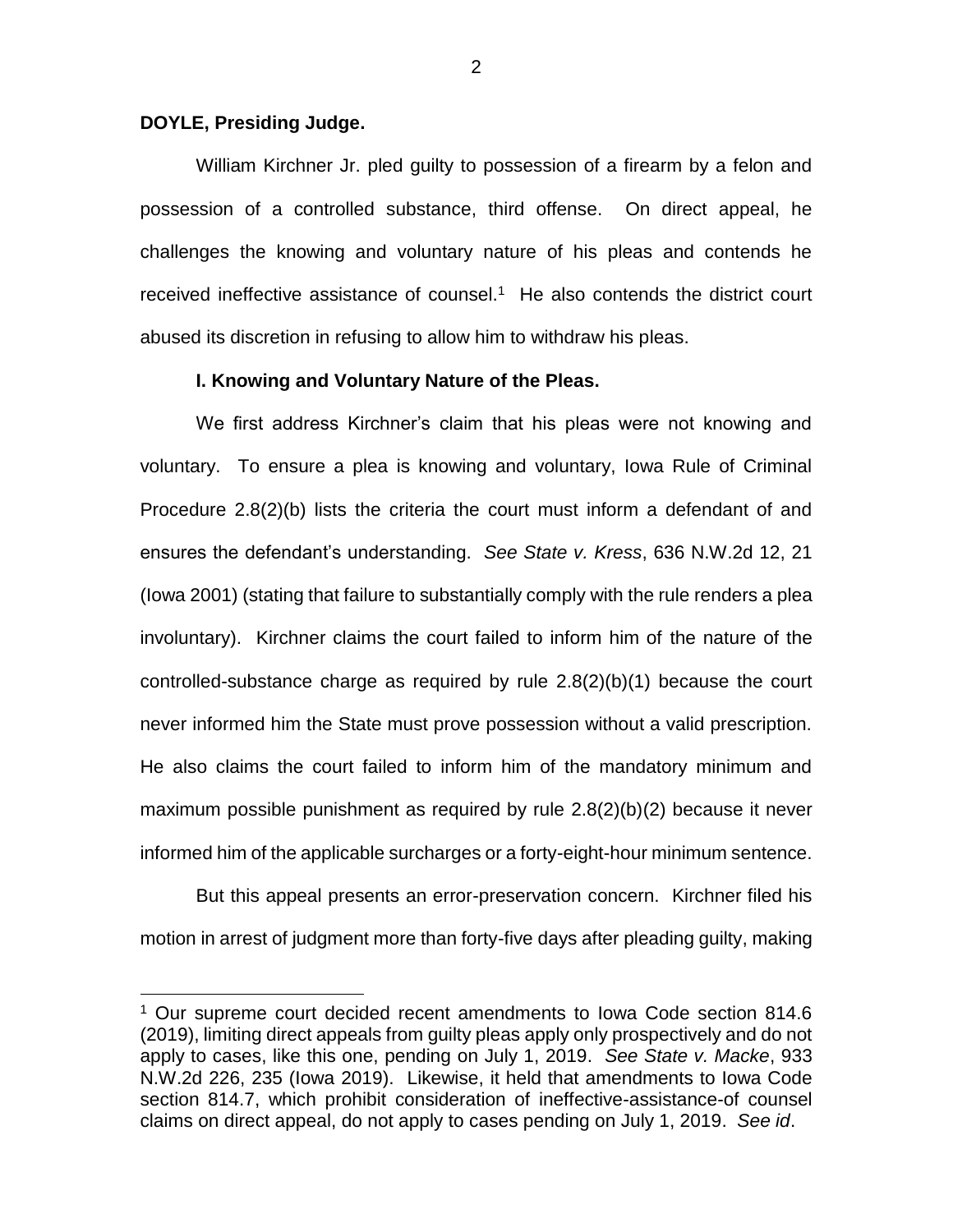**DOYLE, Presiding Judge.**

William Kirchner Jr. pled guilty to possession of a firearm by a felon and possession of a controlled substance, third offense. On direct appeal, he challenges the knowing and voluntary nature of his pleas and contends he received ineffective assistance of counsel.[1] He also contends the district court abused its discretion in refusing to allow him to withdraw his pleas.

**I. Knowing and Voluntary Nature of the Pleas.**

We first address Kirchner's claim that his pleas were not knowing and voluntary. To ensure a plea is knowing and voluntary, Iowa Rule of Criminal Procedure 2.8(2)(b) lists the criteria the court must inform a defendant of and ensures the defendant's understanding. *See State v. Kress*, 636 N.W.2d 12, 21 (Iowa 2001) (stating that failure to substantially comply with the rule renders a plea involuntary). Kirchner claims the court failed to inform him of the nature of the controlled-substance charge as required by rule 2.8(2)(b)(1) because the court never informed him the State must prove possession without a valid prescription. He also claims the court failed to inform him of the mandatory minimum and maximum possible punishment as required by rule 2.8(2)(b)(2) because it never informed him of the applicable surcharges or a forty-eight-hour minimum sentence.

But this appeal presents an error-preservation concern. Kirchner filed his motion in arrest of judgment more than forty-five days after pleading guilty, making

[1] Our supreme court decided recent amendments to Iowa Code section 814.6 (2019), limiting direct appeals from guilty pleas apply only prospectively and do not apply to cases, like this one, pending on July 1, 2019. *See State v. Macke*, 933 N.W.2d 226, 235 (Iowa 2019). Likewise, it held that amendments to Iowa Code section 814.7, which prohibit consideration of ineffective-assistance-of counsel claims on direct appeal, do not apply to cases pending on July 1, 2019. *See id*.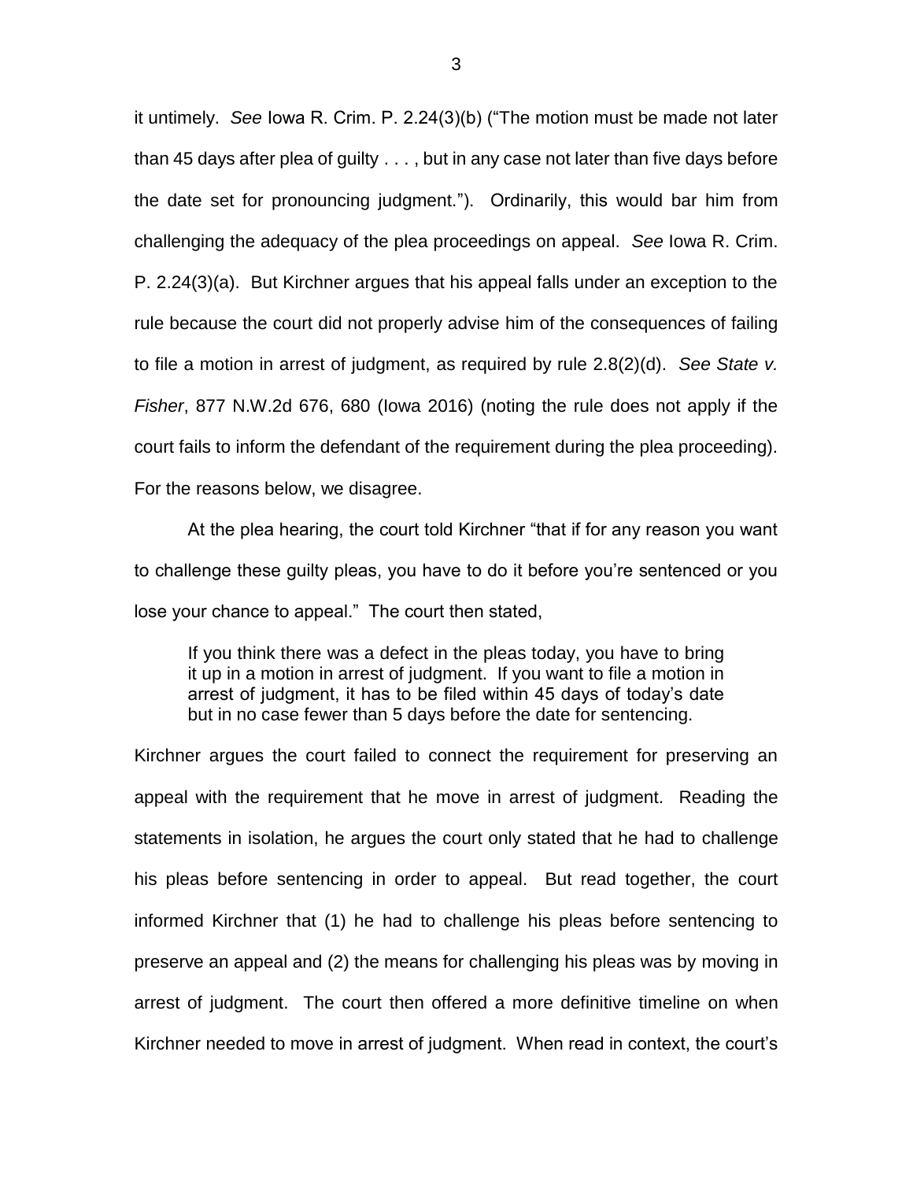it untimely. *See* Iowa R. Crim. P. 2.24(3)(b) ("The motion must be made not later than 45 days after plea of guilty . . . , but in any case not later than five days before the date set for pronouncing judgment."). Ordinarily, this would bar him from challenging the adequacy of the plea proceedings on appeal. *See* Iowa R. Crim. P. 2.24(3)(a). But Kirchner argues that his appeal falls under an exception to the rule because the court did not properly advise him of the consequences of failing to file a motion in arrest of judgment, as required by rule 2.8(2)(d). *See State v. Fisher*, 877 N.W.2d 676, 680 (Iowa 2016) (noting the rule does not apply if the court fails to inform the defendant of the requirement during the plea proceeding). For the reasons below, we disagree.

At the plea hearing, the court told Kirchner "that if for any reason you want to challenge these guilty pleas, you have to do it before you're sentenced or you lose your chance to appeal." The court then stated,

> If you think there was a defect in the pleas today, you have to bring it up in a motion in arrest of judgment. If you want to file a motion in arrest of judgment, it has to be filed within 45 days of today's date but in no case fewer than 5 days before the date for sentencing.

Kirchner argues the court failed to connect the requirement for preserving an appeal with the requirement that he move in arrest of judgment. Reading the statements in isolation, he argues the court only stated that he had to challenge his pleas before sentencing in order to appeal. But read together, the court informed Kirchner that (1) he had to challenge his pleas before sentencing to preserve an appeal and (2) the means for challenging his pleas was by moving in arrest of judgment. The court then offered a more definitive timeline on when Kirchner needed to move in arrest of judgment. When read in context, the court's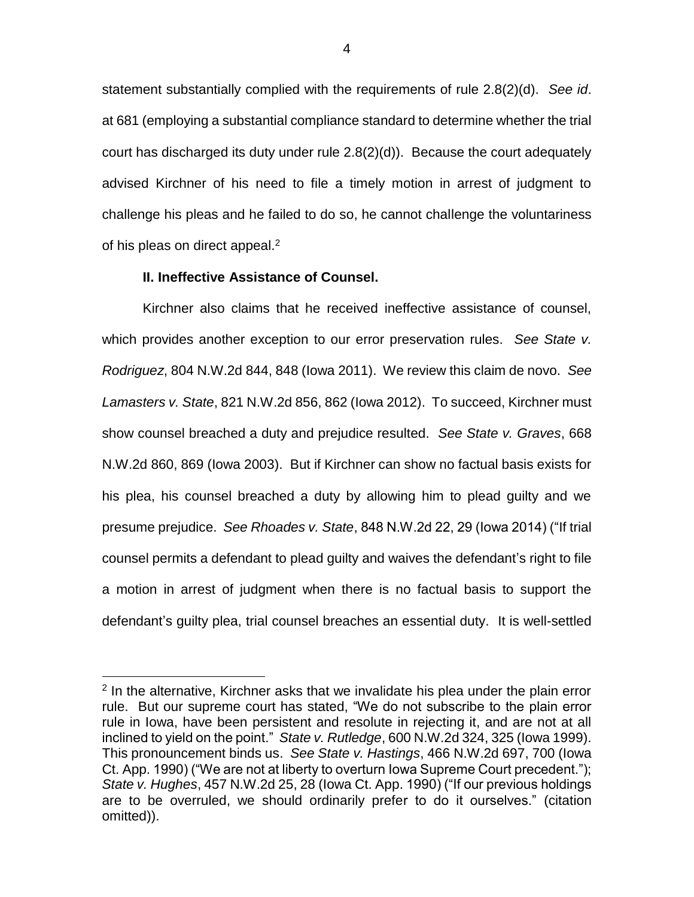statement substantially complied with the requirements of rule 2.8(2)(d). *See id*. at 681 (employing a substantial compliance standard to determine whether the trial court has discharged its duty under rule 2.8(2)(d)). Because the court adequately advised Kirchner of his need to file a timely motion in arrest of judgment to challenge his pleas and he failed to do so, he cannot challenge the voluntariness of his pleas on direct appeal.[2]

**II. Ineffective Assistance of Counsel.**

Kirchner also claims that he received ineffective assistance of counsel, which provides another exception to our error preservation rules. *See State v. Rodriguez*, 804 N.W.2d 844, 848 (Iowa 2011). We review this claim de novo. *See Lamasters v. State*, 821 N.W.2d 856, 862 (Iowa 2012). To succeed, Kirchner must show counsel breached a duty and prejudice resulted. *See State v. Graves*, 668 N.W.2d 860, 869 (Iowa 2003). But if Kirchner can show no factual basis exists for his plea, his counsel breached a duty by allowing him to plead guilty and we presume prejudice. *See Rhoades v. State*, 848 N.W.2d 22, 29 (Iowa 2014) ("If trial counsel permits a defendant to plead guilty and waives the defendant's right to file a motion in arrest of judgment when there is no factual basis to support the defendant's guilty plea, trial counsel breaches an essential duty. It is well-settled

---

[2] In the alternative, Kirchner asks that we invalidate his plea under the plain error rule. But our supreme court has stated, "We do not subscribe to the plain error rule in Iowa, have been persistent and resolute in rejecting it, and are not at all inclined to yield on the point." *State v. Rutledge*, 600 N.W.2d 324, 325 (Iowa 1999). This pronouncement binds us. *See State v. Hastings*, 466 N.W.2d 697, 700 (Iowa Ct. App. 1990) ("We are not at liberty to overturn Iowa Supreme Court precedent."); *State v. Hughes*, 457 N.W.2d 25, 28 (Iowa Ct. App. 1990) ("If our previous holdings are to be overruled, we should ordinarily prefer to do it ourselves." (citation omitted)).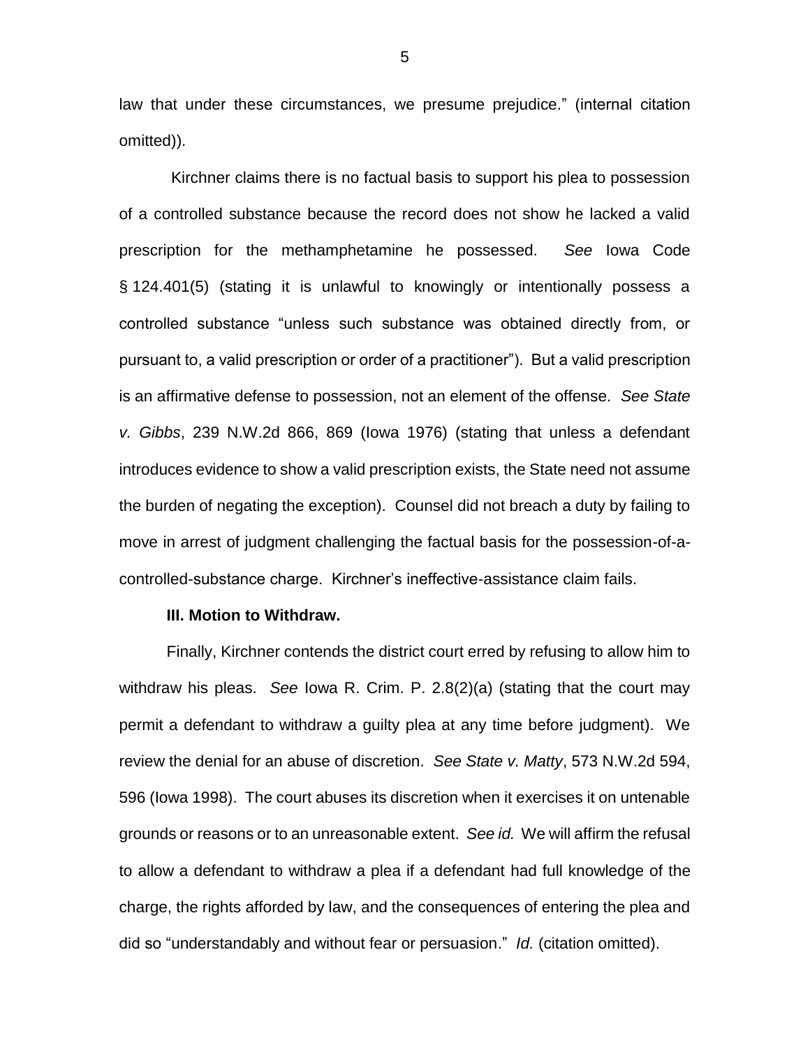law that under these circumstances, we presume prejudice." (internal citation omitted)).

Kirchner claims there is no factual basis to support his plea to possession of a controlled substance because the record does not show he lacked a valid prescription for the methamphetamine he possessed. *See* Iowa Code § 124.401(5) (stating it is unlawful to knowingly or intentionally possess a controlled substance "unless such substance was obtained directly from, or pursuant to, a valid prescription or order of a practitioner"). But a valid prescription is an affirmative defense to possession, not an element of the offense. *See State v. Gibbs*, 239 N.W.2d 866, 869 (Iowa 1976) (stating that unless a defendant introduces evidence to show a valid prescription exists, the State need not assume the burden of negating the exception). Counsel did not breach a duty by failing to move in arrest of judgment challenging the factual basis for the possession-of-a-controlled-substance charge. Kirchner's ineffective-assistance claim fails.

**III. Motion to Withdraw.**

Finally, Kirchner contends the district court erred by refusing to allow him to withdraw his pleas. *See* Iowa R. Crim. P. 2.8(2)(a) (stating that the court may permit a defendant to withdraw a guilty plea at any time before judgment). We review the denial for an abuse of discretion. *See State v. Matty*, 573 N.W.2d 594, 596 (Iowa 1998). The court abuses its discretion when it exercises it on untenable grounds or reasons or to an unreasonable extent. *See id.* We will affirm the refusal to allow a defendant to withdraw a plea if a defendant had full knowledge of the charge, the rights afforded by law, and the consequences of entering the plea and did so "understandably and without fear or persuasion." *Id.* (citation omitted).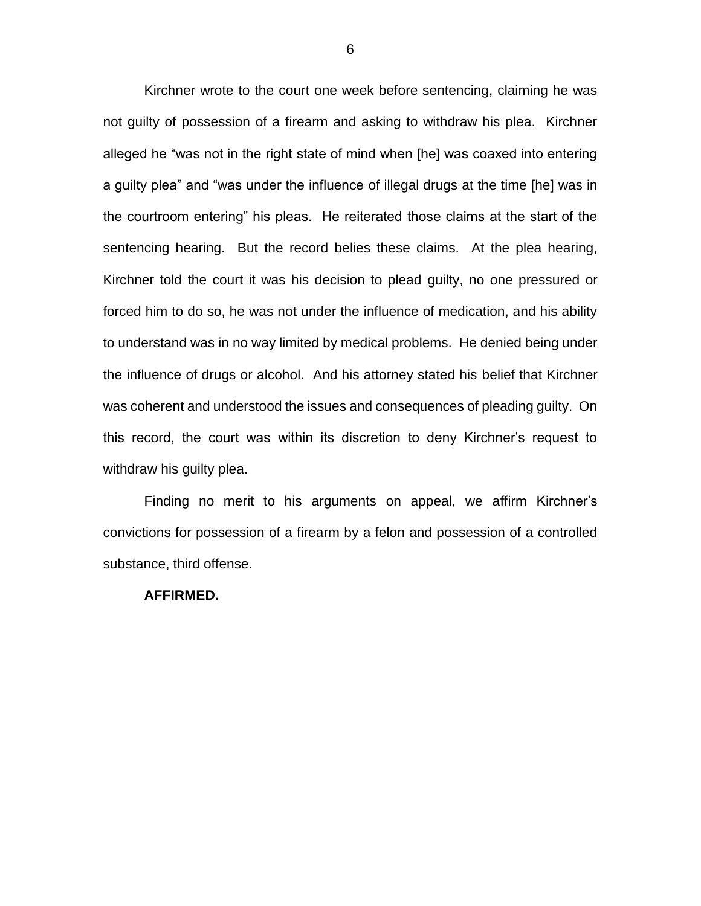Kirchner wrote to the court one week before sentencing, claiming he was not guilty of possession of a firearm and asking to withdraw his plea. Kirchner alleged he "was not in the right state of mind when [he] was coaxed into entering a guilty plea" and "was under the influence of illegal drugs at the time [he] was in the courtroom entering" his pleas. He reiterated those claims at the start of the sentencing hearing. But the record belies these claims. At the plea hearing, Kirchner told the court it was his decision to plead guilty, no one pressured or forced him to do so, he was not under the influence of medication, and his ability to understand was in no way limited by medical problems. He denied being under the influence of drugs or alcohol. And his attorney stated his belief that Kirchner was coherent and understood the issues and consequences of pleading guilty. On this record, the court was within its discretion to deny Kirchner's request to withdraw his guilty plea.

Finding no merit to his arguments on appeal, we affirm Kirchner's convictions for possession of a firearm by a felon and possession of a controlled substance, third offense.

**AFFIRMED.**